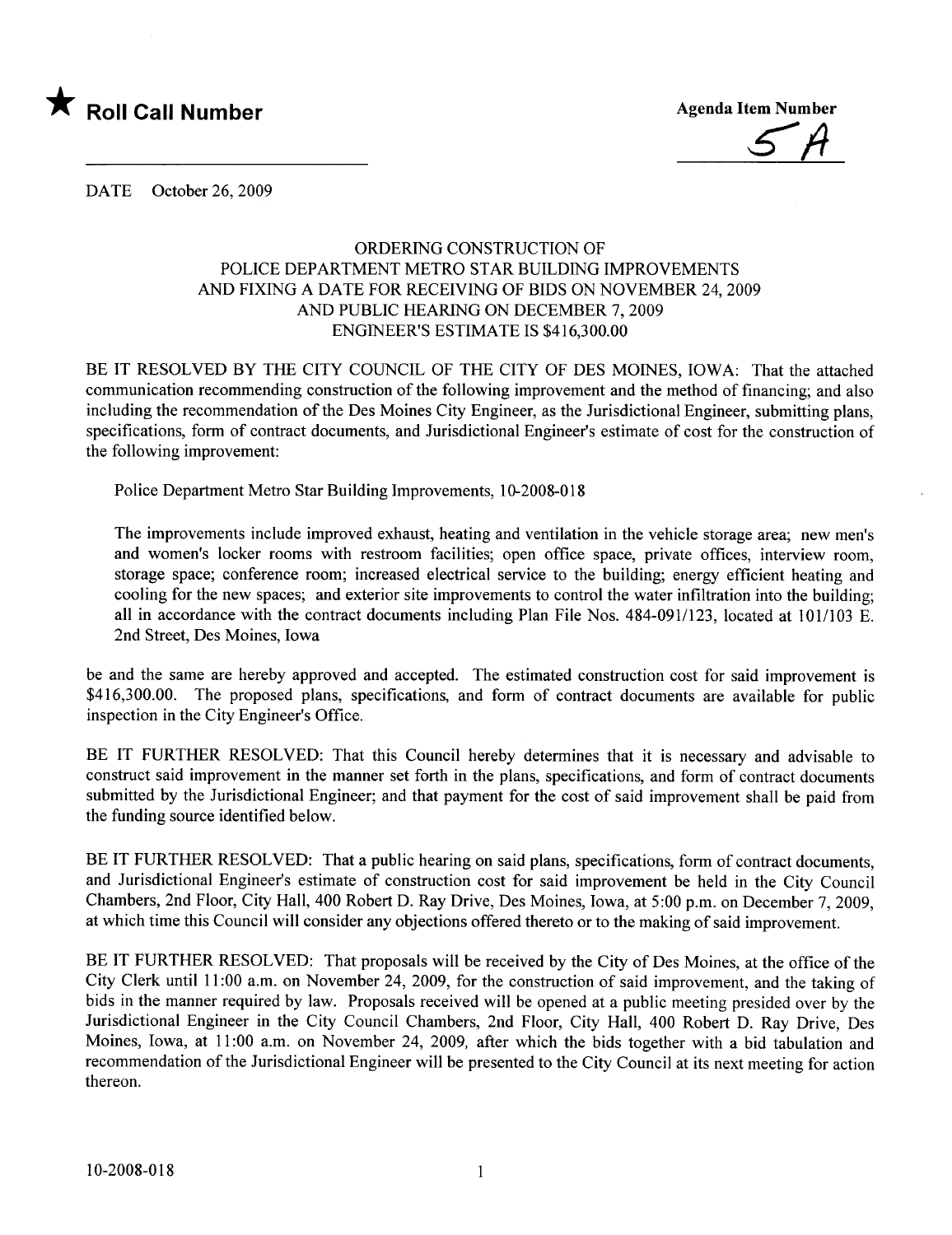★ **Roll Call Number**

**Agenda Item Number**

5A

DATE October 26, 2009

ORDERING CONSTRUCTION OF
POLICE DEPARTMENT METRO STAR BUILDING IMPROVEMENTS
AND FIXING A DATE FOR RECEIVING OF BIDS ON NOVEMBER 24, 2009
AND PUBLIC HEARING ON DECEMBER 7, 2009
ENGINEER'S ESTIMATE IS $416,300.00

BE IT RESOLVED BY THE CITY COUNCIL OF THE CITY OF DES MOINES, IOWA: That the attached communication recommending construction of the following improvement and the method of financing; and also including the recommendation of the Des Moines City Engineer, as the Jurisdictional Engineer, submitting plans, specifications, form of contract documents, and Jurisdictional Engineer's estimate of cost for the construction of the following improvement:

Police Department Metro Star Building Improvements, 10-2008-018

The improvements include improved exhaust, heating and ventilation in the vehicle storage area; new men's and women's locker rooms with restroom facilities; open office space, private offices, interview room, storage space; conference room; increased electrical service to the building; energy efficient heating and cooling for the new spaces; and exterior site improvements to control the water infiltration into the building; all in accordance with the contract documents including Plan File Nos. 484-091/123, located at 101/103 E. 2nd Street, Des Moines, Iowa

be and the same are hereby approved and accepted. The estimated construction cost for said improvement is $416,300.00. The proposed plans, specifications, and form of contract documents are available for public inspection in the City Engineer's Office.

BE IT FURTHER RESOLVED: That this Council hereby determines that it is necessary and advisable to construct said improvement in the manner set forth in the plans, specifications, and form of contract documents submitted by the Jurisdictional Engineer; and that payment for the cost of said improvement shall be paid from the funding source identified below.

BE IT FURTHER RESOLVED: That a public hearing on said plans, specifications, form of contract documents, and Jurisdictional Engineer's estimate of construction cost for said improvement be held in the City Council Chambers, 2nd Floor, City Hall, 400 Robert D. Ray Drive, Des Moines, Iowa, at 5:00 p.m. on December 7, 2009, at which time this Council will consider any objections offered thereto or to the making of said improvement.

BE IT FURTHER RESOLVED: That proposals will be received by the City of Des Moines, at the office of the City Clerk until 11:00 a.m. on November 24, 2009, for the construction of said improvement, and the taking of bids in the manner required by law. Proposals received will be opened at a public meeting presided over by the Jurisdictional Engineer in the City Council Chambers, 2nd Floor, City Hall, 400 Robert D. Ray Drive, Des Moines, Iowa, at 11:00 a.m. on November 24, 2009, after which the bids together with a bid tabulation and recommendation of the Jurisdictional Engineer will be presented to the City Council at its next meeting for action thereon.

10-2008-018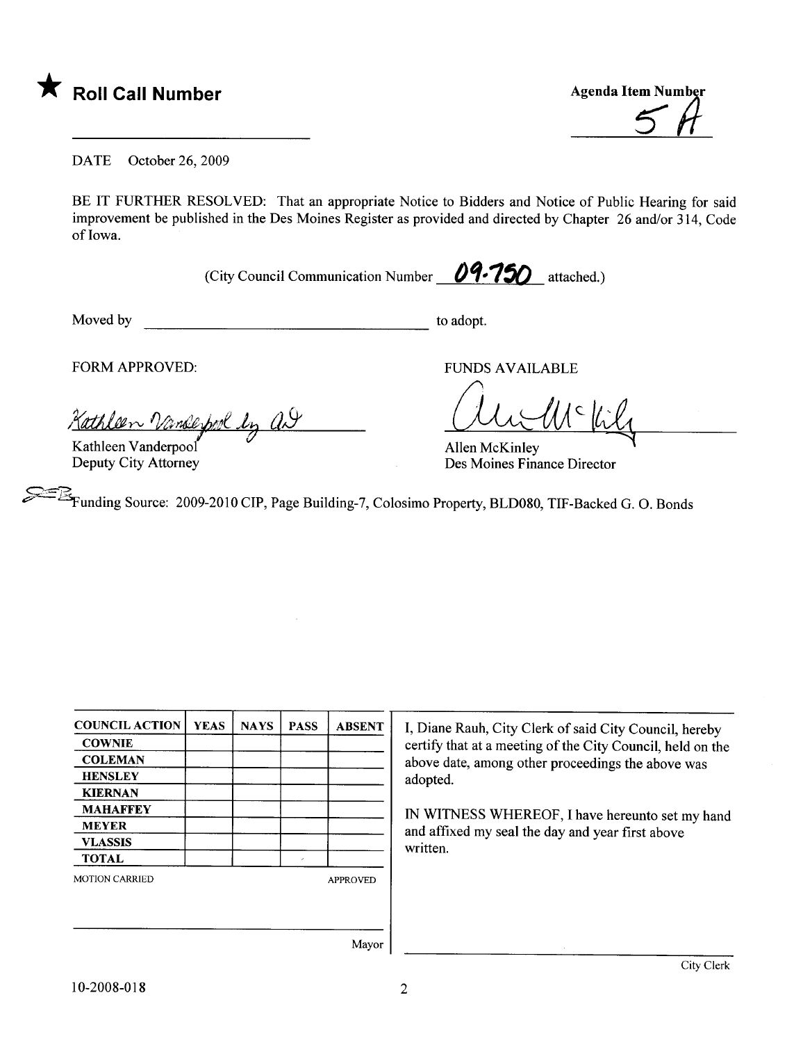★ **Roll Call Number**

Agenda Item Number

5A

DATE October 26, 2009

BE IT FURTHER RESOLVED: That an appropriate Notice to Bidders and Notice of Public Hearing for said improvement be published in the Des Moines Register as provided and directed by Chapter 26 and/or 314, Code of Iowa.

(City Council Communication Number 09-750 attached.)

Moved by \_\_\_\_\_\_\_\_\_\_\_\_\_\_\_\_\_\_\_\_\_\_\_\_\_\_\_\_\_\_\_\_\_\_\_\_ to adopt.

FORM APPROVED:

Kathleen Vanderpool by AS

Kathleen Vanderpool
Deputy City Attorney

FUNDS AVAILABLE

Allen McKinley

Allen McKinley
Des Moines Finance Director

SEB Funding Source: 2009-2010 CIP, Page Building-7, Colosimo Property, BLD080, TIF-Backed G. O. Bonds

| COUNCIL ACTION | YEAS | NAYS | PASS | ABSENT |
|---|---|---|---|---|
| COWNIE | | | | |
| COLEMAN | | | | |
| HENSLEY | | | | |
| KIERNAN | | | | |
| MAHAFFEY | | | | |
| MEYER | | | | |
| VLASSIS | | | | |
| TOTAL | | | | |

MOTION CARRIED APPROVED

\_\_\_\_\_\_\_\_\_\_\_\_\_\_\_\_\_\_\_\_\_\_\_\_\_\_\_\_
Mayor

I, Diane Rauh, City Clerk of said City Council, hereby certify that at a meeting of the City Council, held on the above date, among other proceedings the above was adopted.

IN WITNESS WHEREOF, I have hereunto set my hand and affixed my seal the day and year first above written.

\_\_\_\_\_\_\_\_\_\_\_\_\_\_\_\_\_\_\_\_\_\_\_\_\_\_\_\_
City Clerk

10-2008-018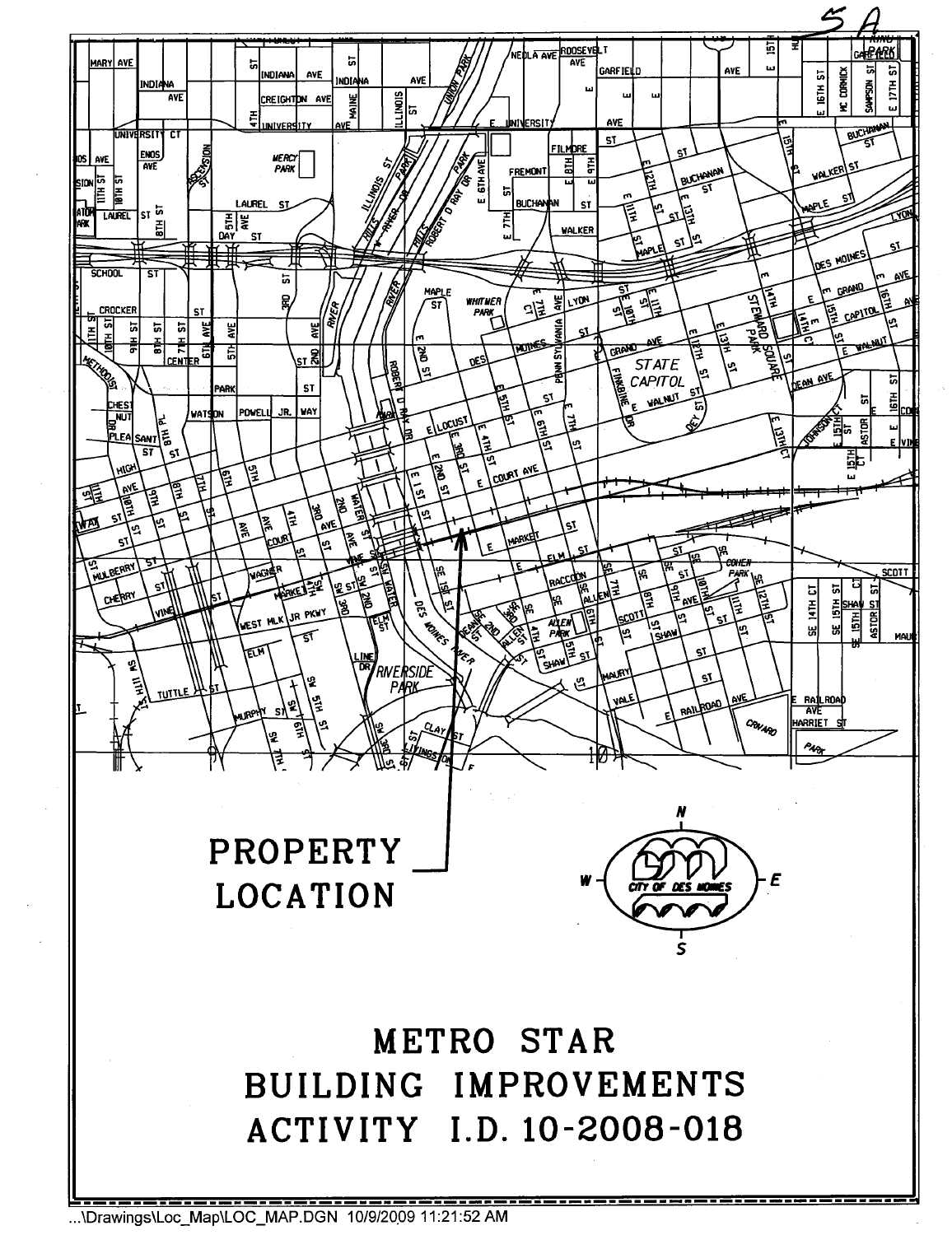5A

PROPERTY LOCATION

N

W — CITY OF DES MOINES — E

S

# METRO STAR
# BUILDING IMPROVEMENTS
# ACTIVITY I.D. 10-2008-018

...\Drawings\Loc_Map\LOC_MAP.DGN 10/9/2009 11:21:52 AM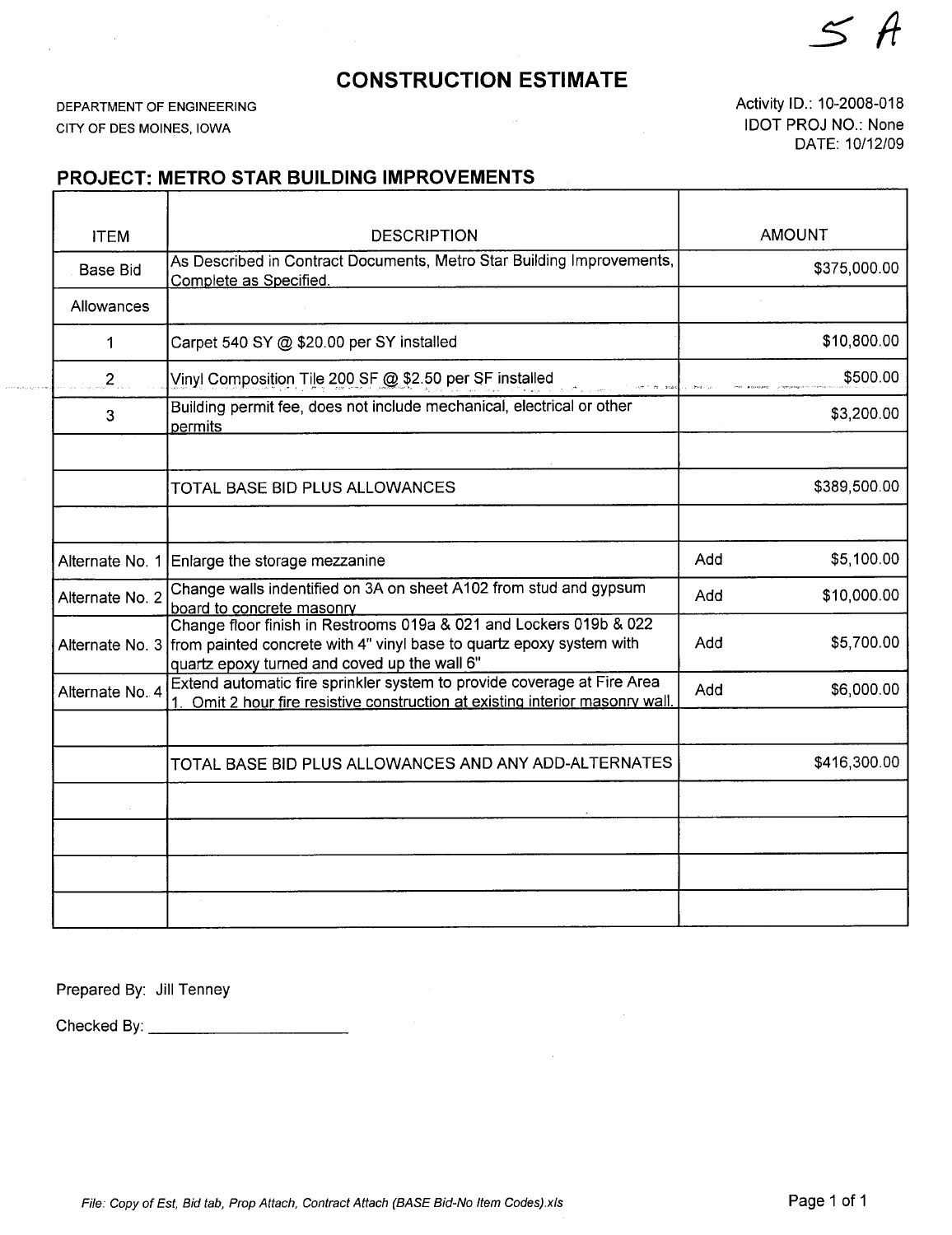5 A

# CONSTRUCTION ESTIMATE

DEPARTMENT OF ENGINEERING
CITY OF DES MOINES, IOWA

Activity ID.: 10-2008-018
IDOT PROJ NO.: None
DATE: 10/12/09

## PROJECT: METRO STAR BUILDING IMPROVEMENTS

| ITEM | DESCRIPTION | | AMOUNT |
|---|---|---|---|
| Base Bid | As Described in Contract Documents, Metro Star Building Improvements, Complete as Specified. | | $375,000.00 |
| Allowances | | | |
| 1 | Carpet 540 SY @ $20.00 per SY installed | | $10,800.00 |
| 2 | Vinyl Composition Tile 200 SF @ $2.50 per SF installed | | $500.00 |
| 3 | Building permit fee, does not include mechanical, electrical or other permits | | $3,200.00 |
| | | | |
| | TOTAL BASE BID PLUS ALLOWANCES | | $389,500.00 |
| | | | |
| Alternate No. 1 | Enlarge the storage mezzanine | Add | $5,100.00 |
| Alternate No. 2 | Change walls indentified on 3A on sheet A102 from stud and gypsum board to concrete masonry | Add | $10,000.00 |
| Alternate No. 3 | Change floor finish in Restrooms 019a & 021 and Lockers 019b & 022 from painted concrete with 4" vinyl base to quartz epoxy system with quartz epoxy turned and coved up the wall 6" | Add | $5,700.00 |
| Alternate No. 4 | Extend automatic fire sprinkler system to provide coverage at Fire Area 1. Omit 2 hour fire resistive construction at existing interior masonry wall. | Add | $6,000.00 |
| | | | |
| | TOTAL BASE BID PLUS ALLOWANCES AND ANY ADD-ALTERNATES | | $416,300.00 |
| | | | |
| | | | |
| | | | |
| | | | |

Prepared By: Jill Tenney

Checked By: ______________________

*File: Copy of Est, Bid tab, Prop Attach, Contract Attach (BASE Bid-No Item Codes).xls*